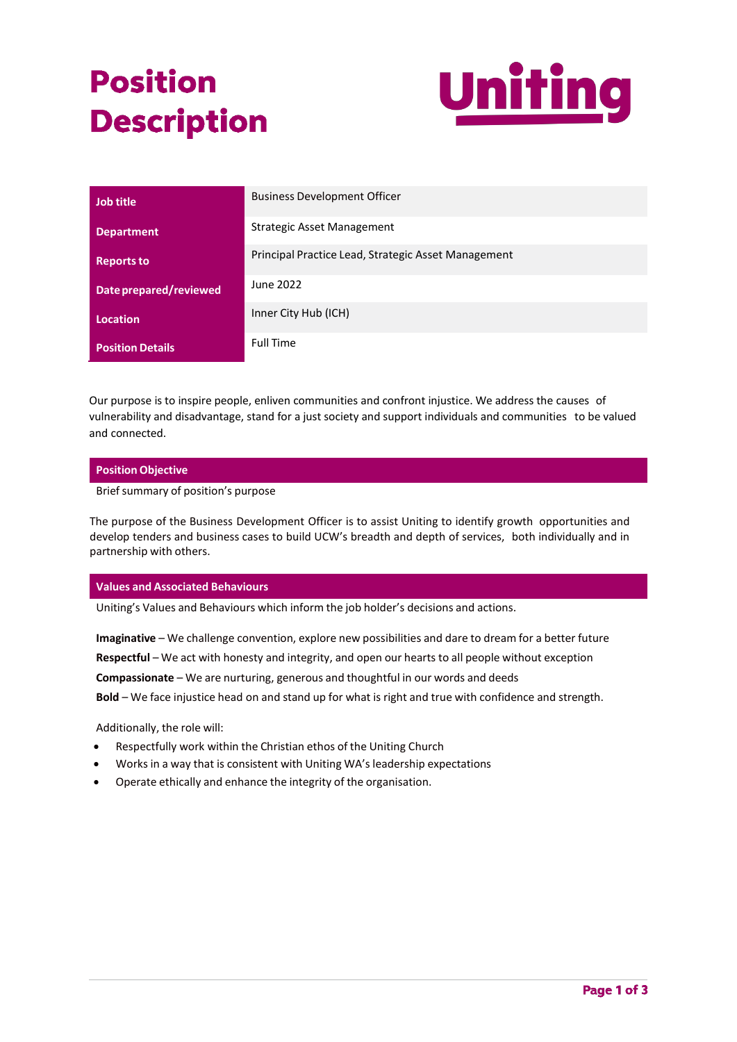# Position Description

Uniting

| Job title | Business Development Officer |
|---|---|
| Department | Strategic Asset Management |
| Reports to | Principal Practice Lead, Strategic Asset Management |
| Date prepared/reviewed | June 2022 |
| Location | Inner City Hub (ICH) |
| Position Details | Full Time |

Our purpose is to inspire people, enliven communities and confront injustice. We address the causes of vulnerability and disadvantage, stand for a just society and support individuals and communities to be valued and connected.

## Position Objective

Brief summary of position's purpose

The purpose of the Business Development Officer is to assist Uniting to identify growth opportunities and develop tenders and business cases to build UCW's breadth and depth of services, both individually and in partnership with others.

## Values and Associated Behaviours

Uniting's Values and Behaviours which inform the job holder's decisions and actions.

**Imaginative** – We challenge convention, explore new possibilities and dare to dream for a better future

**Respectful** – We act with honesty and integrity, and open our hearts to all people without exception

**Compassionate** – We are nurturing, generous and thoughtful in our words and deeds

**Bold** – We face injustice head on and stand up for what is right and true with confidence and strength.

Additionally, the role will:

- Respectfully work within the Christian ethos of the Uniting Church
- Works in a way that is consistent with Uniting WA's leadership expectations
- Operate ethically and enhance the integrity of the organisation.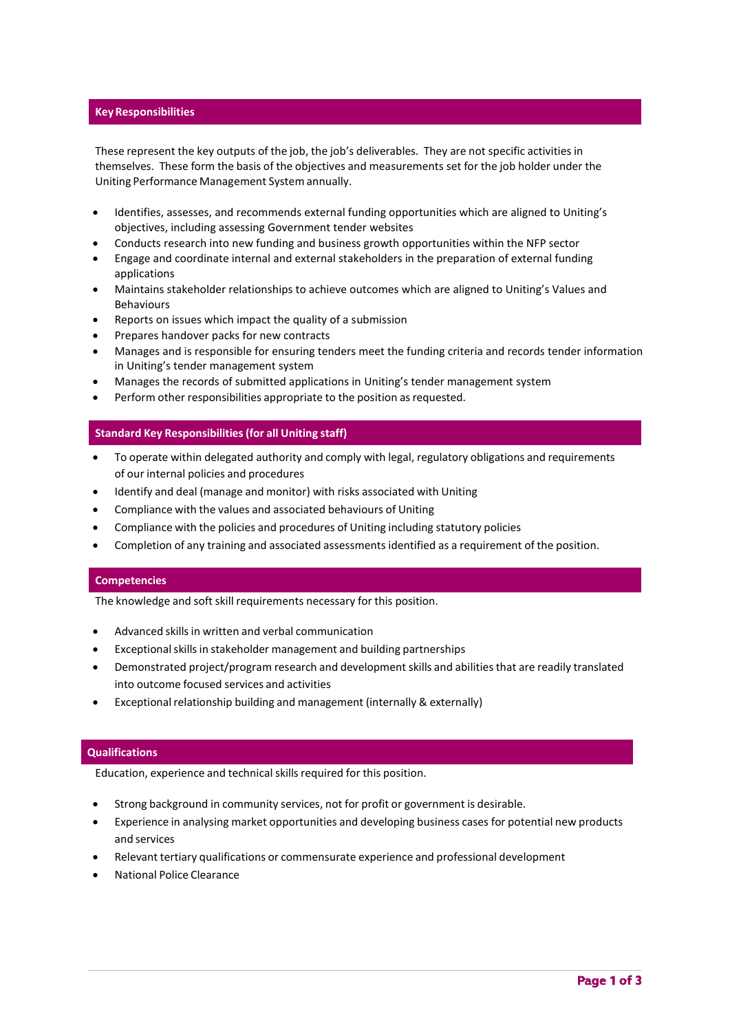## Key Responsibilities

These represent the key outputs of the job, the job's deliverables. They are not specific activities in themselves. These form the basis of the objectives and measurements set for the job holder under the Uniting Performance Management System annually.

- Identifies, assesses, and recommends external funding opportunities which are aligned to Uniting's objectives, including assessing Government tender websites
- Conducts research into new funding and business growth opportunities within the NFP sector
- Engage and coordinate internal and external stakeholders in the preparation of external funding applications
- Maintains stakeholder relationships to achieve outcomes which are aligned to Uniting's Values and Behaviours
- Reports on issues which impact the quality of a submission
- Prepares handover packs for new contracts
- Manages and is responsible for ensuring tenders meet the funding criteria and records tender information in Uniting's tender management system
- Manages the records of submitted applications in Uniting's tender management system
- Perform other responsibilities appropriate to the position as requested.

## Standard Key Responsibilities (for all Uniting staff)

- To operate within delegated authority and comply with legal, regulatory obligations and requirements of our internal policies and procedures
- Identify and deal (manage and monitor) with risks associated with Uniting
- Compliance with the values and associated behaviours of Uniting
- Compliance with the policies and procedures of Uniting including statutory policies
- Completion of any training and associated assessments identified as a requirement of the position.

## Competencies

The knowledge and soft skill requirements necessary for this position.

- Advanced skills in written and verbal communication
- Exceptional skills in stakeholder management and building partnerships
- Demonstrated project/program research and development skills and abilities that are readily translated into outcome focused services and activities
- Exceptional relationship building and management (internally & externally)

## Qualifications

Education, experience and technical skills required for this position.

- Strong background in community services, not for profit or government is desirable.
- Experience in analysing market opportunities and developing business cases for potential new products and services
- Relevant tertiary qualifications or commensurate experience and professional development
- National Police Clearance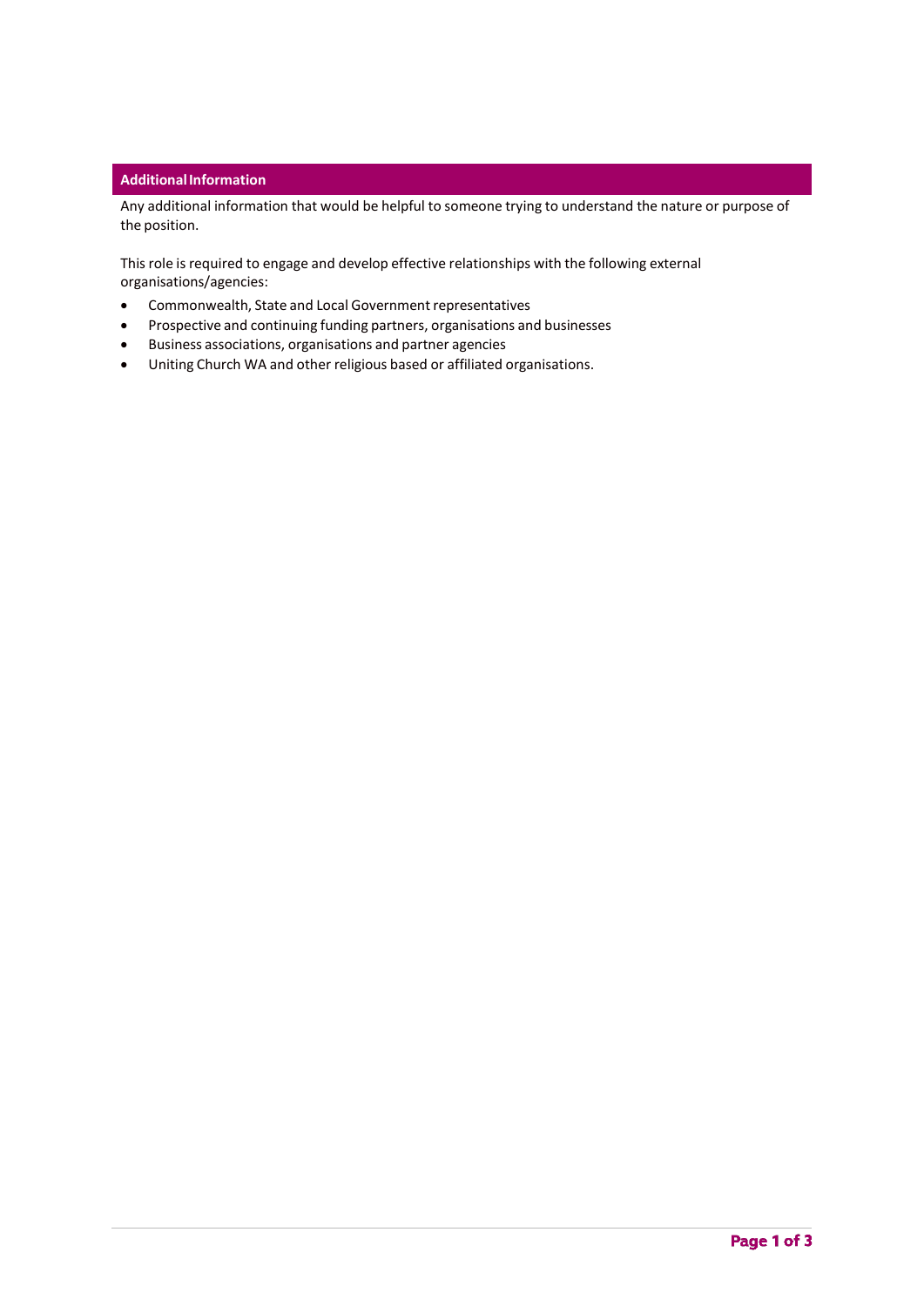## Additional Information

Any additional information that would be helpful to someone trying to understand the nature or purpose of the position.

This role is required to engage and develop effective relationships with the following external organisations/agencies:

- Commonwealth, State and Local Government representatives
- Prospective and continuing funding partners, organisations and businesses
- Business associations, organisations and partner agencies
- Uniting Church WA and other religious based or affiliated organisations.